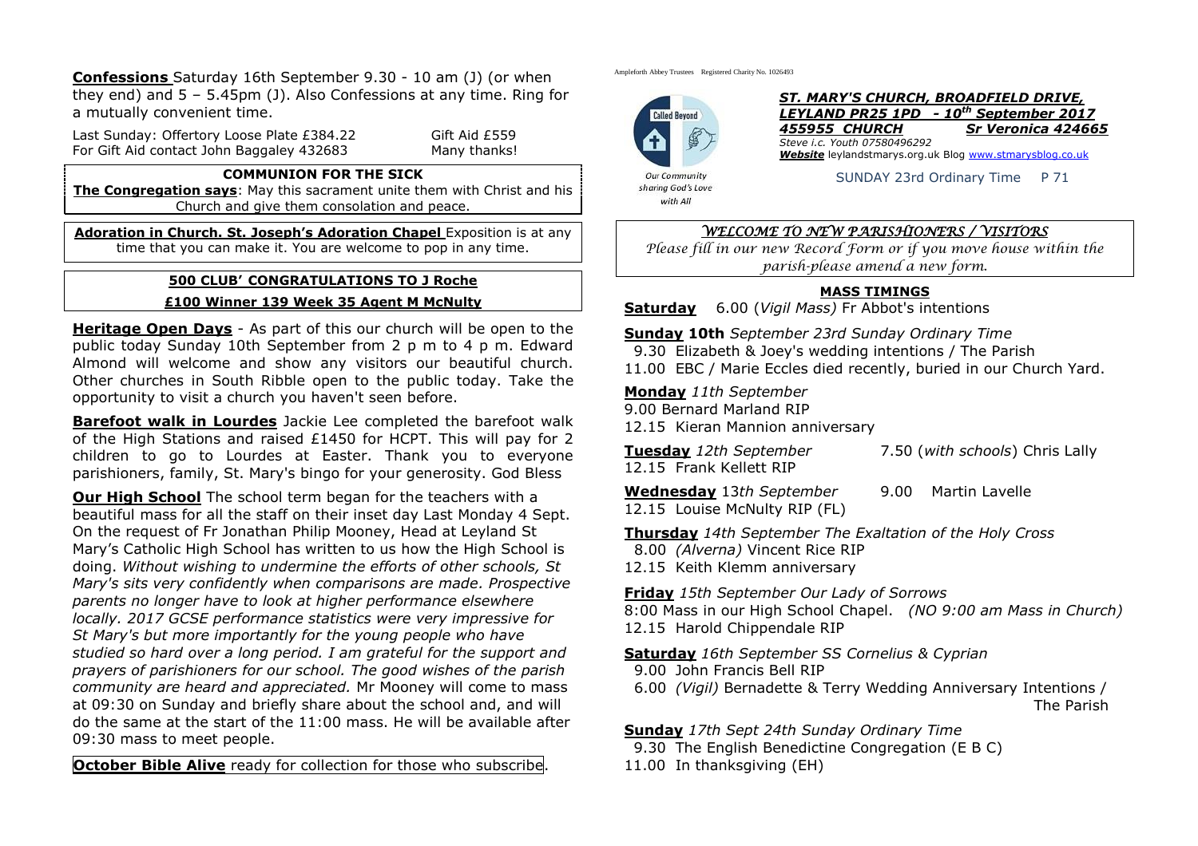**Confessions** Saturday 16th September 9.30 - 10 am (J) (or when they end) and 5 – 5.45pm (J). Also Confessions at any time. Ring for a mutually convenient time.

Last Sunday: Offertory Loose Plate £384.22 Gift Aid £559
For Gift Aid contact John Baggaley 432683 Many thanks!

**COMMUNION FOR THE SICK**

**The Congregation says**: May this sacrament unite them with Christ and his Church and give them consolation and peace.

**Adoration in Church. St. Joseph's Adoration Chapel** Exposition is at any time that you can make it. You are welcome to pop in any time.

**500 CLUB' CONGRATULATIONS TO J Roche**

**£100 Winner 139 Week 35 Agent M McNulty**

**Heritage Open Days** - As part of this our church will be open to the public today Sunday 10th September from 2 p m to 4 p m. Edward Almond will welcome and show any visitors our beautiful church. Other churches in South Ribble open to the public today. Take the opportunity to visit a church you haven't seen before.

**Barefoot walk in Lourdes** Jackie Lee completed the barefoot walk of the High Stations and raised £1450 for HCPT. This will pay for 2 children to go to Lourdes at Easter. Thank you to everyone parishioners, family, St. Mary's bingo for your generosity. God Bless

**Our High School** The school term began for the teachers with a beautiful mass for all the staff on their inset day Last Monday 4 Sept. On the request of Fr Jonathan Philip Mooney, Head at Leyland St Mary's Catholic High School has written to us how the High School is doing. *Without wishing to undermine the efforts of other schools, St Mary's sits very confidently when comparisons are made. Prospective parents no longer have to look at higher performance elsewhere locally. 2017 GCSE performance statistics were very impressive for St Mary's but more importantly for the young people who have studied so hard over a long period. I am grateful for the support and prayers of parishioners for our school. The good wishes of the parish community are heard and appreciated.* Mr Mooney will come to mass at 09:30 on Sunday and briefly share about the school and, and will do the same at the start of the 11:00 mass. He will be available after 09:30 mass to meet people.

**October Bible Alive** ready for collection for those who subscribe.

Ampleforth Abbey Trustees Registered Charity No. 1026493

Called Beyond

*Our Community sharing God's Love with All*

***ST. MARY'S CHURCH, BROADFIELD DRIVE, LEYLAND PR25 1PD - 10th September 2017***
***455955 CHURCH*** ***Sr Veronica 424665***
*Steve i.c. Youth 07580496292*
***Website*** leylandstmarys.org.uk Blog www.stmarysblog.co.uk

SUNDAY 23rd Ordinary Time P 71

***WELCOME TO NEW PARISHIONERS / VISITORS***

*Please fill in our new Record Form or if you move house within the parish-please amend a new form.*

**MASS TIMINGS**

**Saturday** 6.00 (*Vigil Mass)* Fr Abbot's intentions

**Sunday 10th** *September 23rd Sunday Ordinary Time*
9.30 Elizabeth & Joey's wedding intentions / The Parish
11.00 EBC / Marie Eccles died recently, buried in our Church Yard.

**Monday** *11th September*
9.00 Bernard Marland RIP
12.15 Kieran Mannion anniversary

**Tuesday** *12th September* 7.50 (*with schools*) Chris Lally
12.15 Frank Kellett RIP

**Wednesday** 13*th September* 9.00 Martin Lavelle
12.15 Louise McNulty RIP (FL)

**Thursday** *14th September The Exaltation of the Holy Cross*
8.00 *(Alverna)* Vincent Rice RIP
12.15 Keith Klemm anniversary

**Friday** *15th September Our Lady of Sorrows*
8:00 Mass in our High School Chapel. *(NO 9:00 am Mass in Church)*
12.15 Harold Chippendale RIP

**Saturday** *16th September SS Cornelius & Cyprian*
9.00 John Francis Bell RIP
6.00 *(Vigil)* Bernadette & Terry Wedding Anniversary Intentions / The Parish

**Sunday** *17th Sept 24th Sunday Ordinary Time*
9.30 The English Benedictine Congregation (E B C)
11.00 In thanksgiving (EH)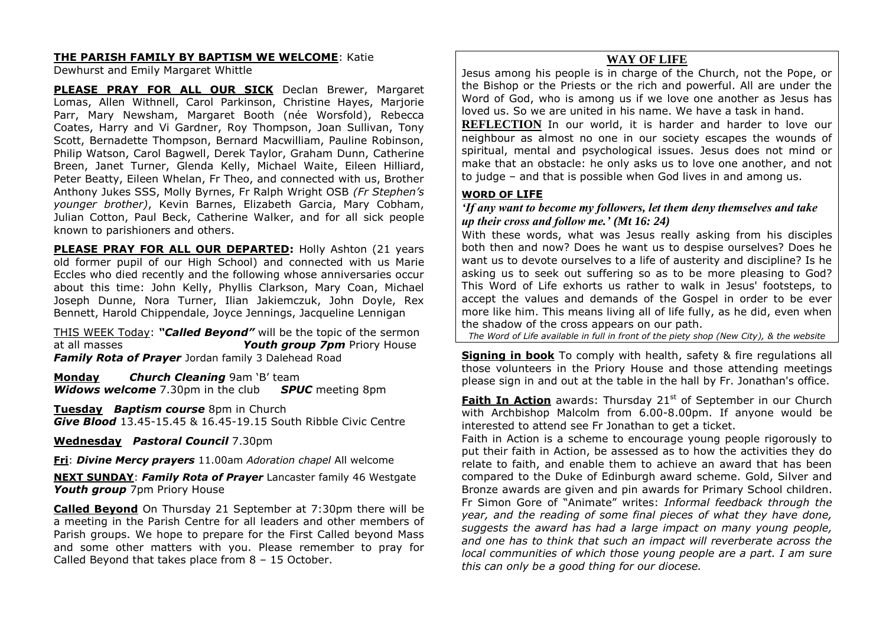**THE PARISH FAMILY BY BAPTISM WE WELCOME**: Katie Dewhurst and Emily Margaret Whittle

**PLEASE PRAY FOR ALL OUR SICK** Declan Brewer, Margaret Lomas, Allen Withnell, Carol Parkinson, Christine Hayes, Marjorie Parr, Mary Newsham, Margaret Booth (née Worsfold), Rebecca Coates, Harry and Vi Gardner, Roy Thompson, Joan Sullivan, Tony Scott, Bernadette Thompson, Bernard Macwilliam, Pauline Robinson, Philip Watson, Carol Bagwell, Derek Taylor, Graham Dunn, Catherine Breen, Janet Turner, Glenda Kelly, Michael Waite, Eileen Hilliard, Peter Beatty, Eileen Whelan, Fr Theo, and connected with us, Brother Anthony Jukes SSS, Molly Byrnes, Fr Ralph Wright OSB *(Fr Stephen's younger brother)*, Kevin Barnes, Elizabeth Garcia, Mary Cobham, Julian Cotton, Paul Beck, Catherine Walker, and for all sick people known to parishioners and others.

**PLEASE PRAY FOR ALL OUR DEPARTED:** Holly Ashton (21 years old former pupil of our High School) and connected with us Marie Eccles who died recently and the following whose anniversaries occur about this time: John Kelly, Phyllis Clarkson, Mary Coan, Michael Joseph Dunne, Nora Turner, Ilian Jakiemczuk, John Doyle, Rex Bennett, Harold Chippendale, Joyce Jennings, Jacqueline Lennigan

THIS WEEK Today: ***"Called Beyond"*** will be the topic of the sermon at all masses ***Youth group 7pm*** Priory House
***Family Rota of Prayer*** Jordan family 3 Dalehead Road

**Monday** ***Church Cleaning*** 9am 'B' team
***Widows welcome*** 7.30pm in the club ***SPUC*** meeting 8pm

**Tuesday** ***Baptism course*** 8pm in Church
***Give Blood*** 13.45-15.45 & 16.45-19.15 South Ribble Civic Centre

**Wednesday** ***Pastoral Council*** 7.30pm

**Fri**: ***Divine Mercy prayers*** 11.00am *Adoration chapel* All welcome

**NEXT SUNDAY**: ***Family Rota of Prayer*** Lancaster family 46 Westgate
***Youth group*** 7pm Priory House

**Called Beyond** On Thursday 21 September at 7:30pm there will be a meeting in the Parish Centre for all leaders and other members of Parish groups. We hope to prepare for the First Called beyond Mass and some other matters with you. Please remember to pray for Called Beyond that takes place from 8 – 15 October.

## WAY OF LIFE

Jesus among his people is in charge of the Church, not the Pope, or the Bishop or the Priests or the rich and powerful. All are under the Word of God, who is among us if we love one another as Jesus has loved us. So we are united in his name. We have a task in hand.

**REFLECTION** In our world, it is harder and harder to love our neighbour as almost no one in our society escapes the wounds of spiritual, mental and psychological issues. Jesus does not mind or make that an obstacle: he only asks us to love one another, and not to judge – and that is possible when God lives in and among us.

**WORD OF LIFE**

***'If any want to become my followers, let them deny themselves and take up their cross and follow me.' (Mt 16: 24)***

With these words, what was Jesus really asking from his disciples both then and now? Does he want us to despise ourselves? Does he want us to devote ourselves to a life of austerity and discipline? Is he asking us to seek out suffering so as to be more pleasing to God? This Word of Life exhorts us rather to walk in Jesus' footsteps, to accept the values and demands of the Gospel in order to be ever more like him. This means living all of life fully, as he did, even when the shadow of the cross appears on our path.

*The Word of Life available in full in front of the piety shop (New City), & the website*

**Signing in book** To comply with health, safety & fire regulations all those volunteers in the Priory House and those attending meetings please sign in and out at the table in the hall by Fr. Jonathan's office.

**Faith In Action** awards: Thursday 21st of September in our Church with Archbishop Malcolm from 6.00-8.00pm. If anyone would be interested to attend see Fr Jonathan to get a ticket.

Faith in Action is a scheme to encourage young people rigorously to put their faith in Action, be assessed as to how the activities they do relate to faith, and enable them to achieve an award that has been compared to the Duke of Edinburgh award scheme. Gold, Silver and Bronze awards are given and pin awards for Primary School children. Fr Simon Gore of "Animate" writes: *Informal feedback through the year, and the reading of some final pieces of what they have done, suggests the award has had a large impact on many young people, and one has to think that such an impact will reverberate across the local communities of which those young people are a part. I am sure this can only be a good thing for our diocese.*